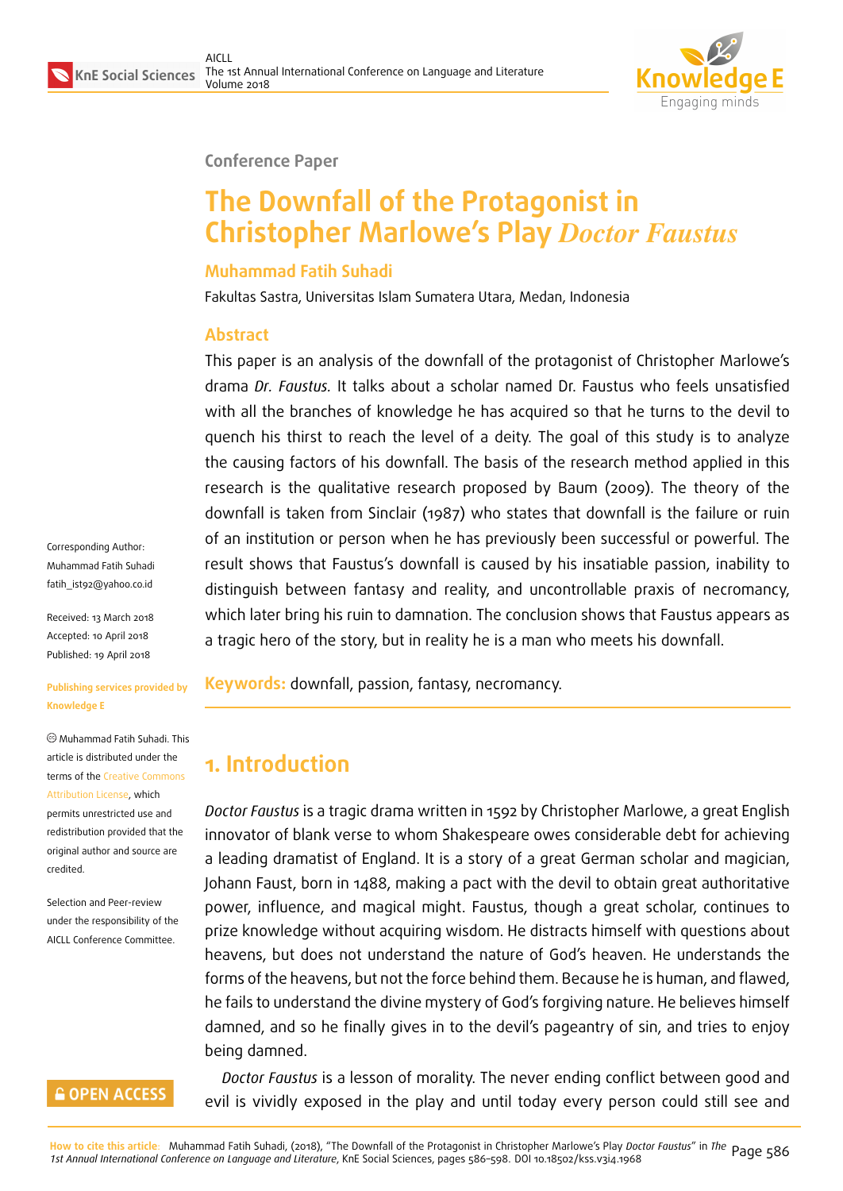Conference Paper

# The Downfall of the Protagonist in Christopher Marlowe's Play *Doctor Faustus*

**Muhammad Fatih Suhadi**

Fakultas Sastra, Universitas Islam Sumatera Utara, Medan, Indonesia

## Abstract

This paper is an analysis of the downfall of the protagonist of Christopher Marlowe's drama *Dr. Faustus.* It talks about a scholar named Dr. Faustus who feels unsatisfied with all the branches of knowledge he has acquired so that he turns to the devil to quench his thirst to reach the level of a deity. The goal of this study is to analyze the causing factors of his downfall. The basis of the research method applied in this research is the qualitative research proposed by Baum (2009). The theory of the downfall is taken from Sinclair (1987) who states that downfall is the failure or ruin of an institution or person when he has previously been successful or powerful. The result shows that Faustus's downfall is caused by his insatiable passion, inability to distinguish between fantasy and reality, and uncontrollable praxis of necromancy, which later bring his ruin to damnation. The conclusion shows that Faustus appears as a tragic hero of the story, but in reality he is a man who meets his downfall.

**Keywords:** downfall, passion, fantasy, necromancy.

Corresponding Author: Muhammad Fatih Suhadi fatih_ist92@yahoo.co.id

Received: 13 March 2018
Accepted: 10 April 2018
Published: 19 April 2018

**Publishing services provided by Knowledge E**

© Muhammad Fatih Suhadi. This article is distributed under the terms of the Creative Commons Attribution License, which permits unrestricted use and redistribution provided that the original author and source are credited.

Selection and Peer-review under the responsibility of the AICLL Conference Committee.

## 1. Introduction

*Doctor Faustus* is a tragic drama written in 1592 by Christopher Marlowe, a great English innovator of blank verse to whom Shakespeare owes considerable debt for achieving a leading dramatist of England. It is a story of a great German scholar and magician, Johann Faust, born in 1488, making a pact with the devil to obtain great authoritative power, influence, and magical might. Faustus, though a great scholar, continues to prize knowledge without acquiring wisdom. He distracts himself with questions about heavens, but does not understand the nature of God's heaven. He understands the forms of the heavens, but not the force behind them. Because he is human, and flawed, he fails to understand the divine mystery of God's forgiving nature. He believes himself damned, and so he finally gives in to the devil's pageantry of sin, and tries to enjoy being damned.

*Doctor Faustus* is a lesson of morality. The never ending conflict between good and evil is vividly exposed in the play and until today every person could still see and

**How to cite this article**: Muhammad Fatih Suhadi, (2018), "The Downfall of the Protagonist in Christopher Marlowe's Play *Doctor Faustus*" in *The 1st Annual International Conference on Language and Literature*, KnE Social Sciences, pages 586–598. DOI 10.18502/kss.v3i4.1968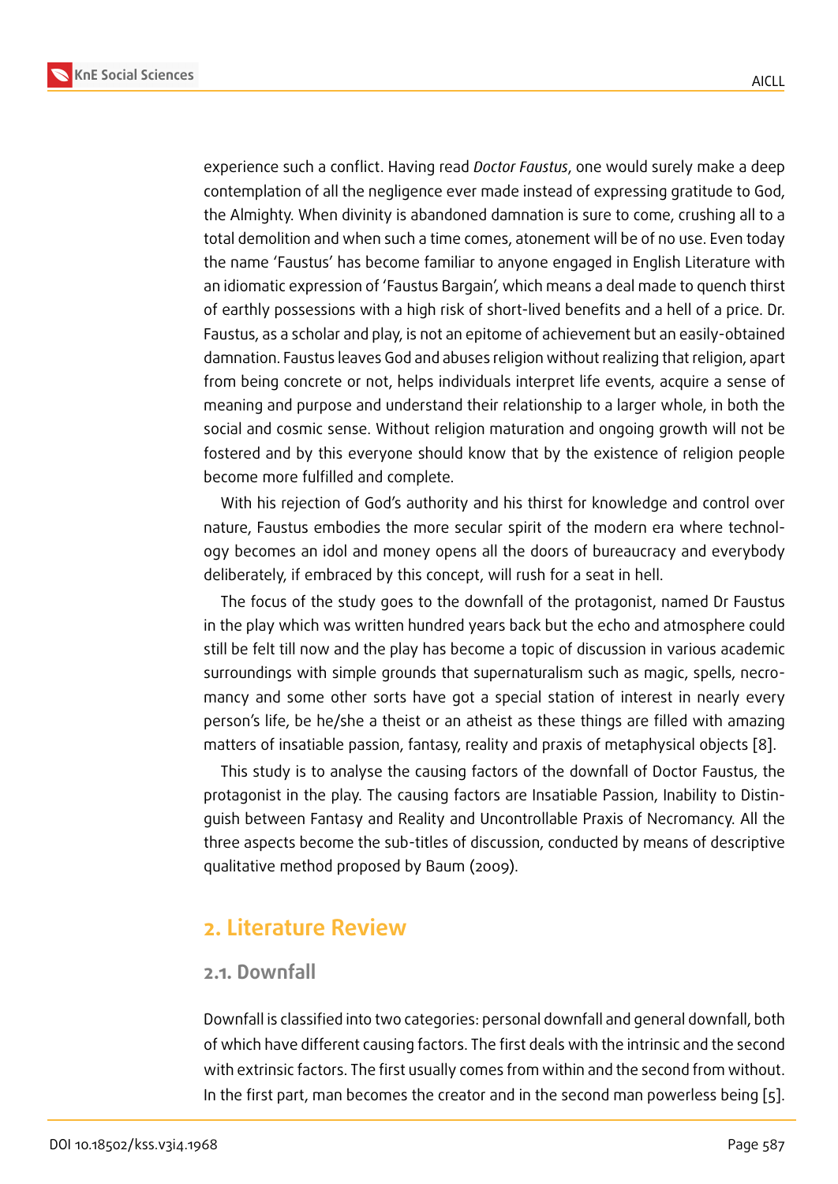experience such a conflict. Having read *Doctor Faustus*, one would surely make a deep contemplation of all the negligence ever made instead of expressing gratitude to God, the Almighty. When divinity is abandoned damnation is sure to come, crushing all to a total demolition and when such a time comes, atonement will be of no use. Even today the name 'Faustus' has become familiar to anyone engaged in English Literature with an idiomatic expression of 'Faustus Bargain', which means a deal made to quench thirst of earthly possessions with a high risk of short-lived benefits and a hell of a price. Dr. Faustus, as a scholar and play, is not an epitome of achievement but an easily-obtained damnation. Faustus leaves God and abuses religion without realizing that religion, apart from being concrete or not, helps individuals interpret life events, acquire a sense of meaning and purpose and understand their relationship to a larger whole, in both the social and cosmic sense. Without religion maturation and ongoing growth will not be fostered and by this everyone should know that by the existence of religion people become more fulfilled and complete.

With his rejection of God's authority and his thirst for knowledge and control over nature, Faustus embodies the more secular spirit of the modern era where technology becomes an idol and money opens all the doors of bureaucracy and everybody deliberately, if embraced by this concept, will rush for a seat in hell.

The focus of the study goes to the downfall of the protagonist, named Dr Faustus in the play which was written hundred years back but the echo and atmosphere could still be felt till now and the play has become a topic of discussion in various academic surroundings with simple grounds that supernaturalism such as magic, spells, necromancy and some other sorts have got a special station of interest in nearly every person's life, be he/she a theist or an atheist as these things are filled with amazing matters of insatiable passion, fantasy, reality and praxis of metaphysical objects [8].

This study is to analyse the causing factors of the downfall of Doctor Faustus, the protagonist in the play. The causing factors are Insatiable Passion, Inability to Distinguish between Fantasy and Reality and Uncontrollable Praxis of Necromancy. All the three aspects become the sub-titles of discussion, conducted by means of descriptive qualitative method proposed by Baum (2009).

## 2. Literature Review

### 2.1. Downfall

Downfall is classified into two categories: personal downfall and general downfall, both of which have different causing factors. The first deals with the intrinsic and the second with extrinsic factors. The first usually comes from within and the second from without. In the first part, man becomes the creator and in the second man powerless being [5].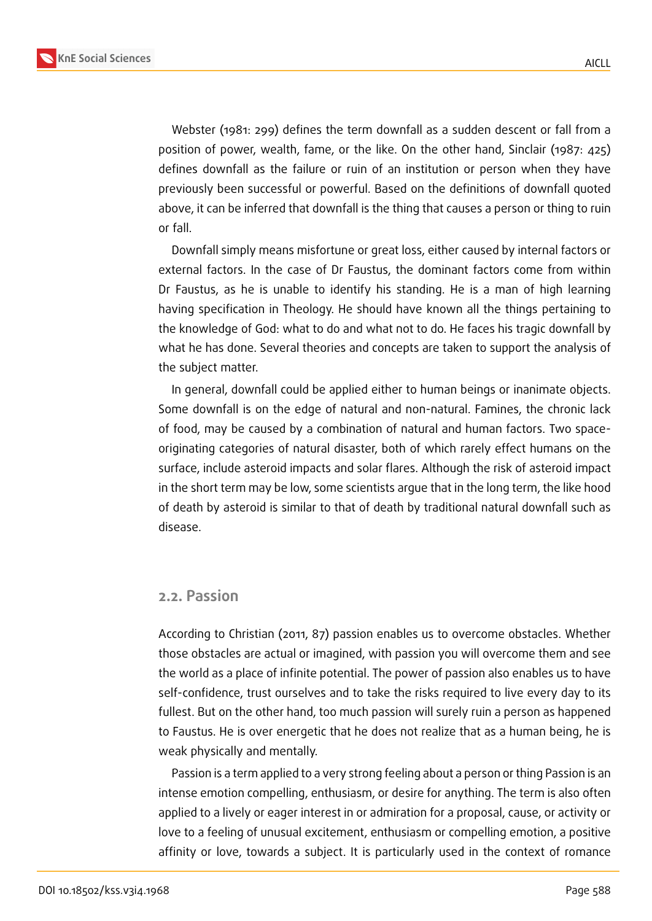Webster (1981: 299) defines the term downfall as a sudden descent or fall from a position of power, wealth, fame, or the like. On the other hand, Sinclair (1987: 425) defines downfall as the failure or ruin of an institution or person when they have previously been successful or powerful. Based on the definitions of downfall quoted above, it can be inferred that downfall is the thing that causes a person or thing to ruin or fall.

Downfall simply means misfortune or great loss, either caused by internal factors or external factors. In the case of Dr Faustus, the dominant factors come from within Dr Faustus, as he is unable to identify his standing. He is a man of high learning having specification in Theology. He should have known all the things pertaining to the knowledge of God: what to do and what not to do. He faces his tragic downfall by what he has done. Several theories and concepts are taken to support the analysis of the subject matter.

In general, downfall could be applied either to human beings or inanimate objects. Some downfall is on the edge of natural and non-natural. Famines, the chronic lack of food, may be caused by a combination of natural and human factors. Two space-originating categories of natural disaster, both of which rarely effect humans on the surface, include asteroid impacts and solar flares. Although the risk of asteroid impact in the short term may be low, some scientists argue that in the long term, the like hood of death by asteroid is similar to that of death by traditional natural downfall such as disease.

## 2.2. Passion

According to Christian (2011, 87) passion enables us to overcome obstacles. Whether those obstacles are actual or imagined, with passion you will overcome them and see the world as a place of infinite potential. The power of passion also enables us to have self-confidence, trust ourselves and to take the risks required to live every day to its fullest. But on the other hand, too much passion will surely ruin a person as happened to Faustus. He is over energetic that he does not realize that as a human being, he is weak physically and mentally.

Passion is a term applied to a very strong feeling about a person or thing Passion is an intense emotion compelling, enthusiasm, or desire for anything. The term is also often applied to a lively or eager interest in or admiration for a proposal, cause, or activity or love to a feeling of unusual excitement, enthusiasm or compelling emotion, a positive affinity or love, towards a subject. It is particularly used in the context of romance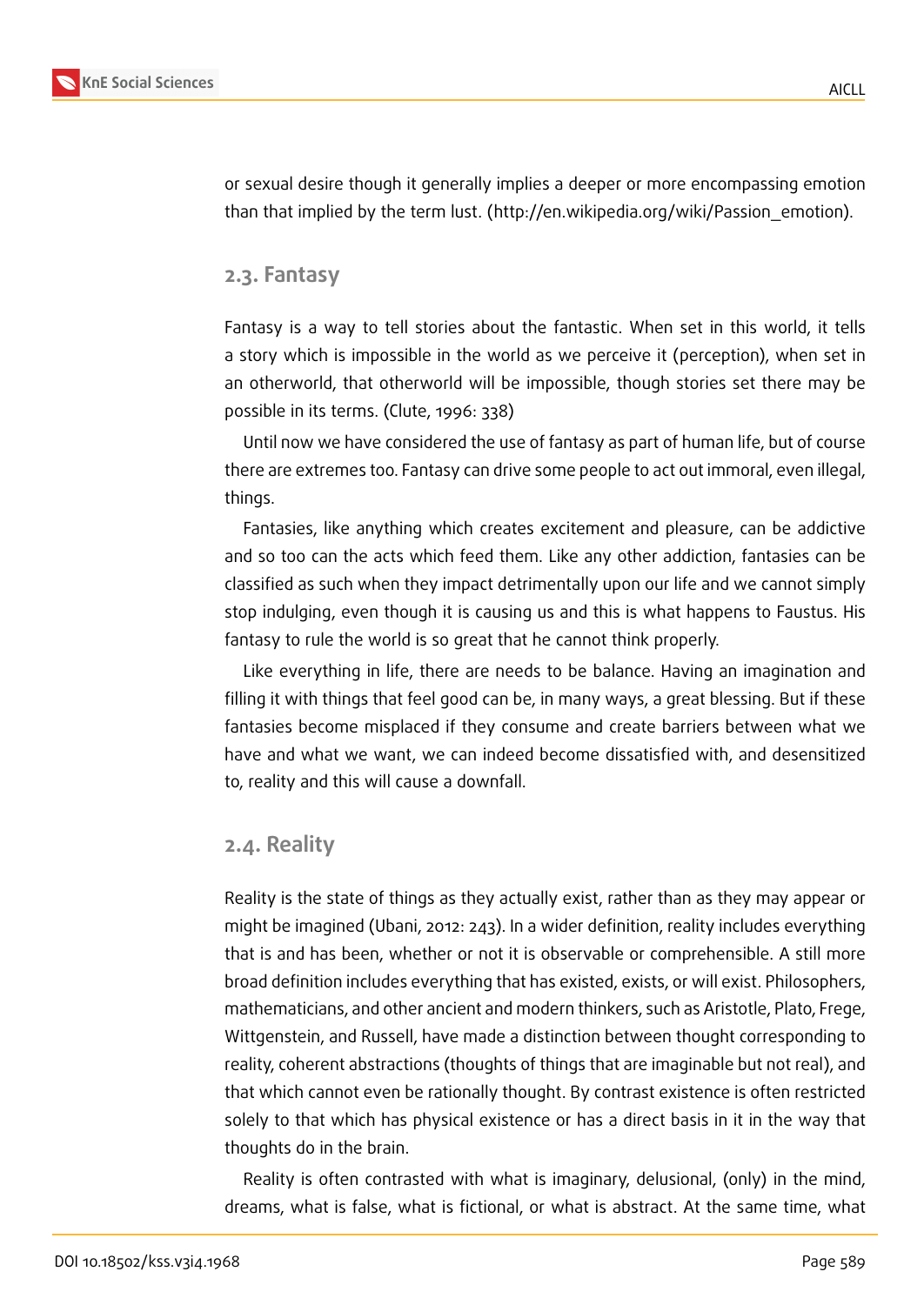or sexual desire though it generally implies a deeper or more encompassing emotion than that implied by the term lust. (http://en.wikipedia.org/wiki/Passion_emotion).

### 2.3. Fantasy

Fantasy is a way to tell stories about the fantastic. When set in this world, it tells a story which is impossible in the world as we perceive it (perception), when set in an otherworld, that otherworld will be impossible, though stories set there may be possible in its terms. (Clute, 1996: 338)

Until now we have considered the use of fantasy as part of human life, but of course there are extremes too. Fantasy can drive some people to act out immoral, even illegal, things.

Fantasies, like anything which creates excitement and pleasure, can be addictive and so too can the acts which feed them. Like any other addiction, fantasies can be classified as such when they impact detrimentally upon our life and we cannot simply stop indulging, even though it is causing us and this is what happens to Faustus. His fantasy to rule the world is so great that he cannot think properly.

Like everything in life, there are needs to be balance. Having an imagination and filling it with things that feel good can be, in many ways, a great blessing. But if these fantasies become misplaced if they consume and create barriers between what we have and what we want, we can indeed become dissatisfied with, and desensitized to, reality and this will cause a downfall.

### 2.4. Reality

Reality is the state of things as they actually exist, rather than as they may appear or might be imagined (Ubani, 2012: 243). In a wider definition, reality includes everything that is and has been, whether or not it is observable or comprehensible. A still more broad definition includes everything that has existed, exists, or will exist. Philosophers, mathematicians, and other ancient and modern thinkers, such as Aristotle, Plato, Frege, Wittgenstein, and Russell, have made a distinction between thought corresponding to reality, coherent abstractions (thoughts of things that are imaginable but not real), and that which cannot even be rationally thought. By contrast existence is often restricted solely to that which has physical existence or has a direct basis in it in the way that thoughts do in the brain.

Reality is often contrasted with what is imaginary, delusional, (only) in the mind, dreams, what is false, what is fictional, or what is abstract. At the same time, what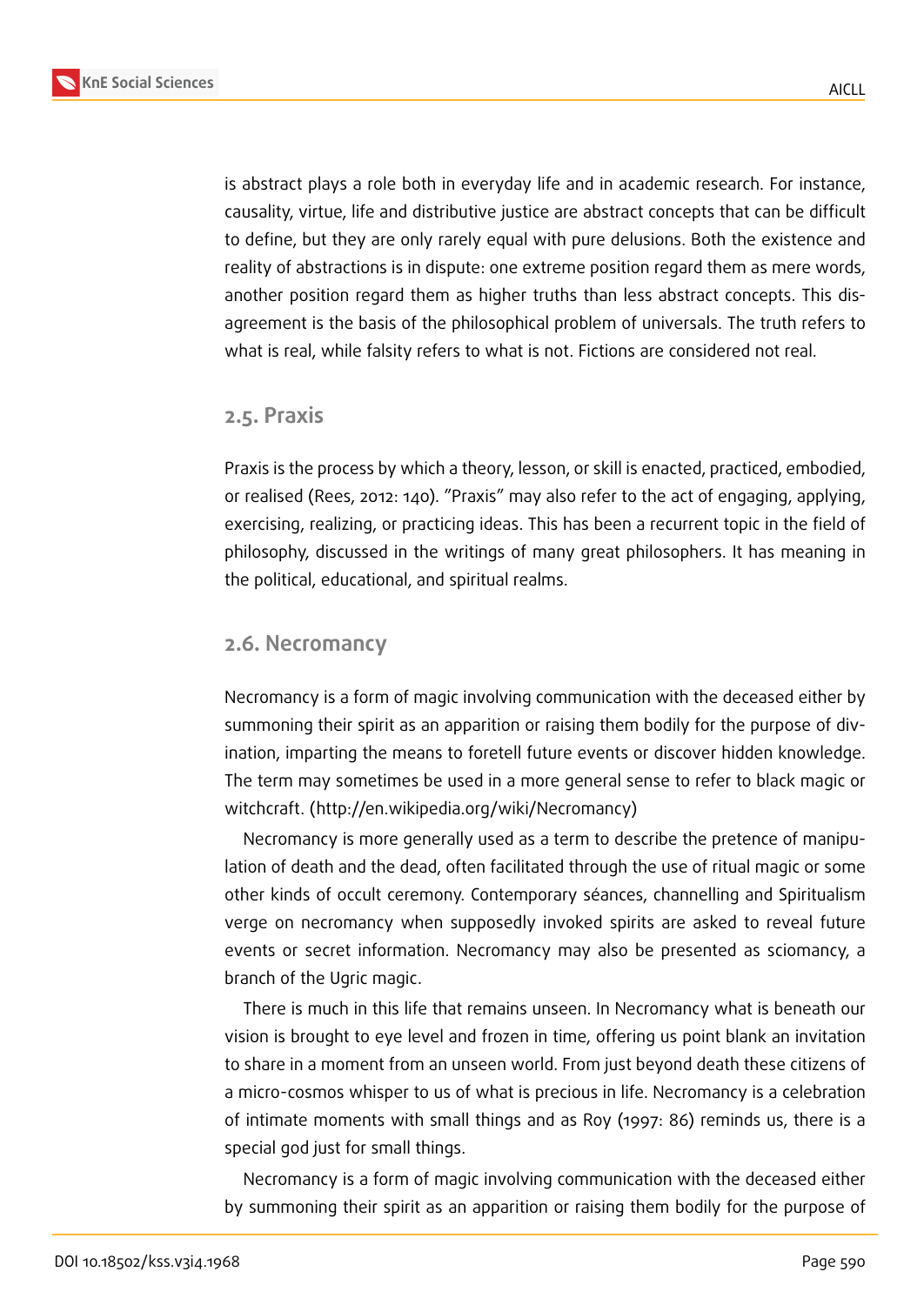is abstract plays a role both in everyday life and in academic research. For instance, causality, virtue, life and distributive justice are abstract concepts that can be difficult to define, but they are only rarely equal with pure delusions. Both the existence and reality of abstractions is in dispute: one extreme position regard them as mere words, another position regard them as higher truths than less abstract concepts. This disagreement is the basis of the philosophical problem of universals. The truth refers to what is real, while falsity refers to what is not. Fictions are considered not real.

## 2.5. Praxis

Praxis is the process by which a theory, lesson, or skill is enacted, practiced, embodied, or realised (Rees, 2012: 140). "Praxis" may also refer to the act of engaging, applying, exercising, realizing, or practicing ideas. This has been a recurrent topic in the field of philosophy, discussed in the writings of many great philosophers. It has meaning in the political, educational, and spiritual realms.

## 2.6. Necromancy

Necromancy is a form of magic involving communication with the deceased either by summoning their spirit as an apparition or raising them bodily for the purpose of divination, imparting the means to foretell future events or discover hidden knowledge. The term may sometimes be used in a more general sense to refer to black magic or witchcraft. (http://en.wikipedia.org/wiki/Necromancy)

Necromancy is more generally used as a term to describe the pretence of manipulation of death and the dead, often facilitated through the use of ritual magic or some other kinds of occult ceremony. Contemporary séances, channelling and Spiritualism verge on necromancy when supposedly invoked spirits are asked to reveal future events or secret information. Necromancy may also be presented as sciomancy, a branch of the Ugric magic.

There is much in this life that remains unseen. In Necromancy what is beneath our vision is brought to eye level and frozen in time, offering us point blank an invitation to share in a moment from an unseen world. From just beyond death these citizens of a micro-cosmos whisper to us of what is precious in life. Necromancy is a celebration of intimate moments with small things and as Roy (1997: 86) reminds us, there is a special god just for small things.

Necromancy is a form of magic involving communication with the deceased either by summoning their spirit as an apparition or raising them bodily for the purpose of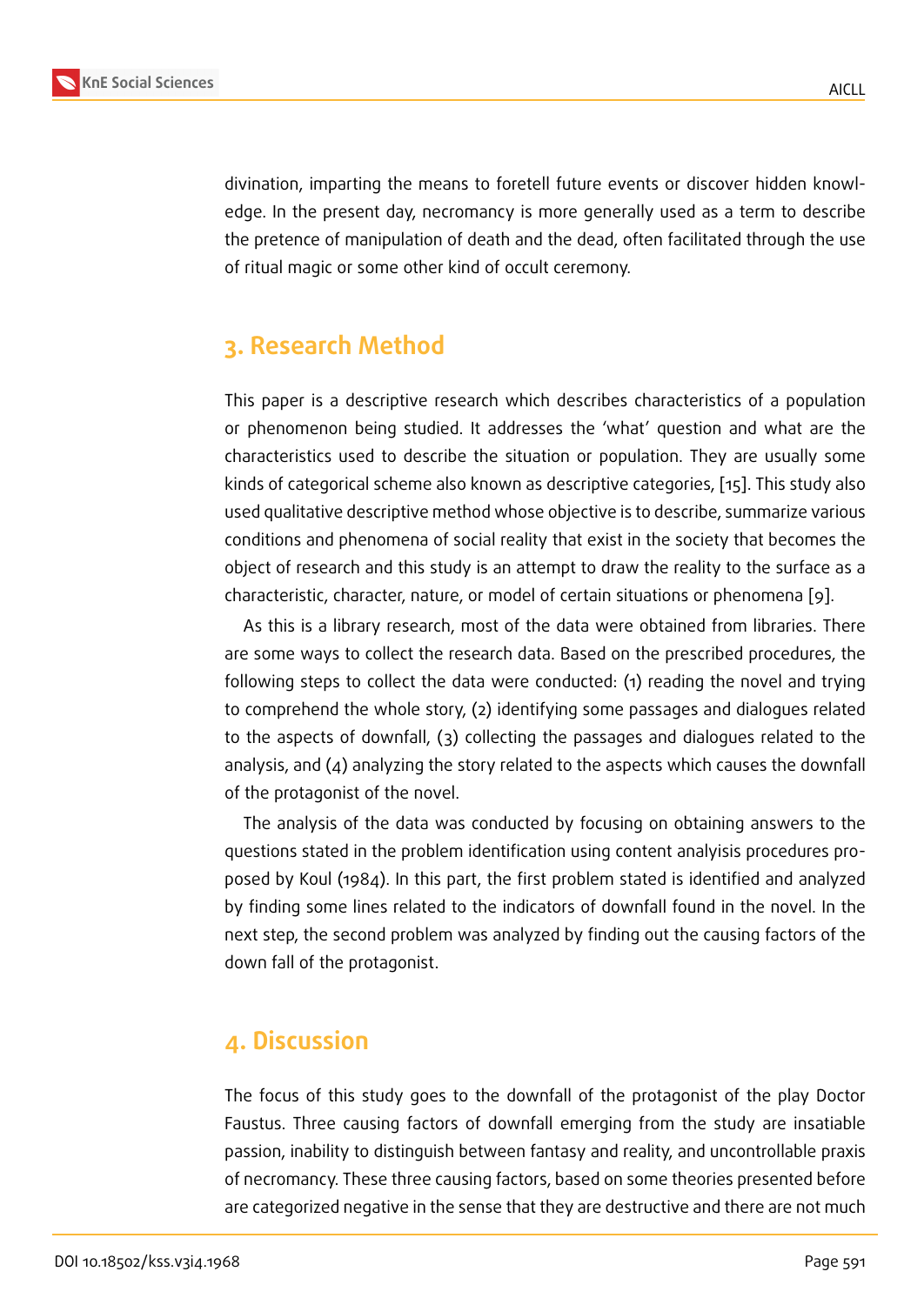divination, imparting the means to foretell future events or discover hidden knowledge. In the present day, necromancy is more generally used as a term to describe the pretence of manipulation of death and the dead, often facilitated through the use of ritual magic or some other kind of occult ceremony.

## 3. Research Method

This paper is a descriptive research which describes characteristics of a population or phenomenon being studied. It addresses the 'what' question and what are the characteristics used to describe the situation or population. They are usually some kinds of categorical scheme also known as descriptive categories, [15]. This study also used qualitative descriptive method whose objective is to describe, summarize various conditions and phenomena of social reality that exist in the society that becomes the object of research and this study is an attempt to draw the reality to the surface as a characteristic, character, nature, or model of certain situations or phenomena [9].

As this is a library research, most of the data were obtained from libraries. There are some ways to collect the research data. Based on the prescribed procedures, the following steps to collect the data were conducted: (1) reading the novel and trying to comprehend the whole story, (2) identifying some passages and dialogues related to the aspects of downfall, (3) collecting the passages and dialogues related to the analysis, and (4) analyzing the story related to the aspects which causes the downfall of the protagonist of the novel.

The analysis of the data was conducted by focusing on obtaining answers to the questions stated in the problem identification using content analiysis procedures proposed by Koul (1984). In this part, the first problem stated is identified and analyzed by finding some lines related to the indicators of downfall found in the novel. In the next step, the second problem was analyzed by finding out the causing factors of the down fall of the protagonist.

## 4. Discussion

The focus of this study goes to the downfall of the protagonist of the play Doctor Faustus. Three causing factors of downfall emerging from the study are insatiable passion, inability to distinguish between fantasy and reality, and uncontrollable praxis of necromancy. These three causing factors, based on some theories presented before are categorized negative in the sense that they are destructive and there are not much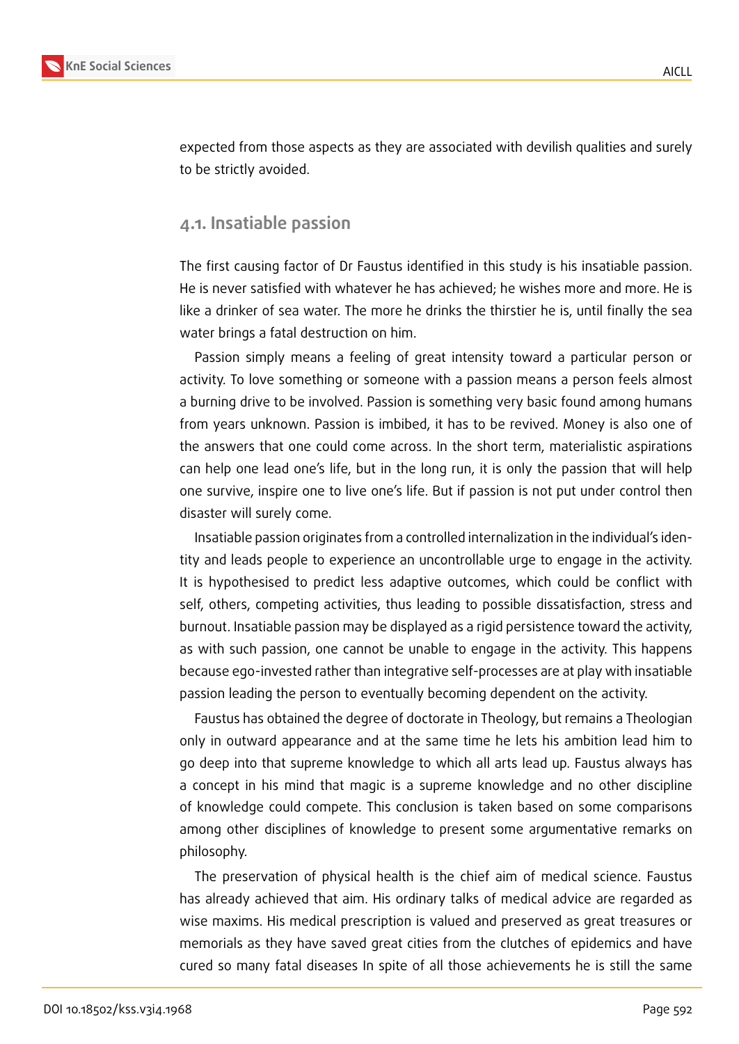expected from those aspects as they are associated with devilish qualities and surely to be strictly avoided.

### 4.1. Insatiable passion

The first causing factor of Dr Faustus identified in this study is his insatiable passion. He is never satisfied with whatever he has achieved; he wishes more and more. He is like a drinker of sea water. The more he drinks the thirstier he is, until finally the sea water brings a fatal destruction on him.

Passion simply means a feeling of great intensity toward a particular person or activity. To love something or someone with a passion means a person feels almost a burning drive to be involved. Passion is something very basic found among humans from years unknown. Passion is imbibed, it has to be revived. Money is also one of the answers that one could come across. In the short term, materialistic aspirations can help one lead one's life, but in the long run, it is only the passion that will help one survive, inspire one to live one's life. But if passion is not put under control then disaster will surely come.

Insatiable passion originates from a controlled internalization in the individual's identity and leads people to experience an uncontrollable urge to engage in the activity. It is hypothesised to predict less adaptive outcomes, which could be conflict with self, others, competing activities, thus leading to possible dissatisfaction, stress and burnout. Insatiable passion may be displayed as a rigid persistence toward the activity, as with such passion, one cannot be unable to engage in the activity. This happens because ego-invested rather than integrative self-processes are at play with insatiable passion leading the person to eventually becoming dependent on the activity.

Faustus has obtained the degree of doctorate in Theology, but remains a Theologian only in outward appearance and at the same time he lets his ambition lead him to go deep into that supreme knowledge to which all arts lead up. Faustus always has a concept in his mind that magic is a supreme knowledge and no other discipline of knowledge could compete. This conclusion is taken based on some comparisons among other disciplines of knowledge to present some argumentative remarks on philosophy.

The preservation of physical health is the chief aim of medical science. Faustus has already achieved that aim. His ordinary talks of medical advice are regarded as wise maxims. His medical prescription is valued and preserved as great treasures or memorials as they have saved great cities from the clutches of epidemics and have cured so many fatal diseases In spite of all those achievements he is still the same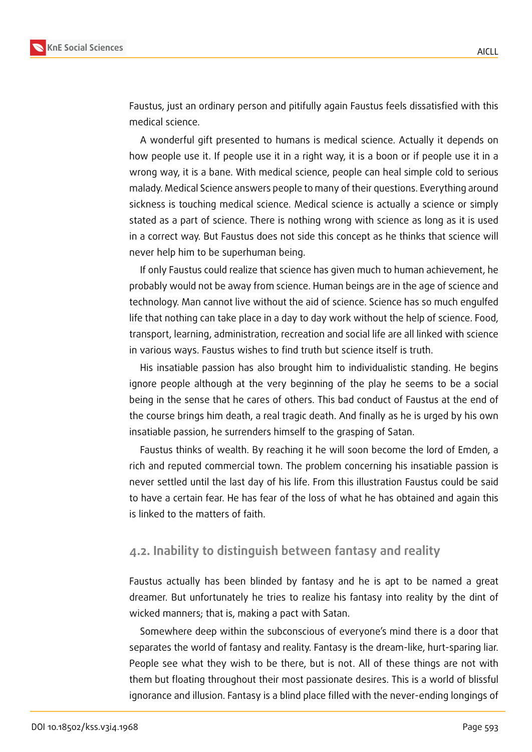Faustus, just an ordinary person and pitifully again Faustus feels dissatisfied with this medical science.

A wonderful gift presented to humans is medical science. Actually it depends on how people use it. If people use it in a right way, it is a boon or if people use it in a wrong way, it is a bane. With medical science, people can heal simple cold to serious malady. Medical Science answers people to many of their questions. Everything around sickness is touching medical science. Medical science is actually a science or simply stated as a part of science. There is nothing wrong with science as long as it is used in a correct way. But Faustus does not side this concept as he thinks that science will never help him to be superhuman being.

If only Faustus could realize that science has given much to human achievement, he probably would not be away from science. Human beings are in the age of science and technology. Man cannot live without the aid of science. Science has so much engulfed life that nothing can take place in a day to day work without the help of science. Food, transport, learning, administration, recreation and social life are all linked with science in various ways. Faustus wishes to find truth but science itself is truth.

His insatiable passion has also brought him to individualistic standing. He begins ignore people although at the very beginning of the play he seems to be a social being in the sense that he cares of others. This bad conduct of Faustus at the end of the course brings him death, a real tragic death. And finally as he is urged by his own insatiable passion, he surrenders himself to the grasping of Satan.

Faustus thinks of wealth. By reaching it he will soon become the lord of Emden, a rich and reputed commercial town. The problem concerning his insatiable passion is never settled until the last day of his life. From this illustration Faustus could be said to have a certain fear. He has fear of the loss of what he has obtained and again this is linked to the matters of faith.

## 4.2. Inability to distinguish between fantasy and reality

Faustus actually has been blinded by fantasy and he is apt to be named a great dreamer. But unfortunately he tries to realize his fantasy into reality by the dint of wicked manners; that is, making a pact with Satan.

Somewhere deep within the subconscious of everyone's mind there is a door that separates the world of fantasy and reality. Fantasy is the dream-like, hurt-sparing liar. People see what they wish to be there, but is not. All of these things are not with them but floating throughout their most passionate desires. This is a world of blissful ignorance and illusion. Fantasy is a blind place filled with the never-ending longings of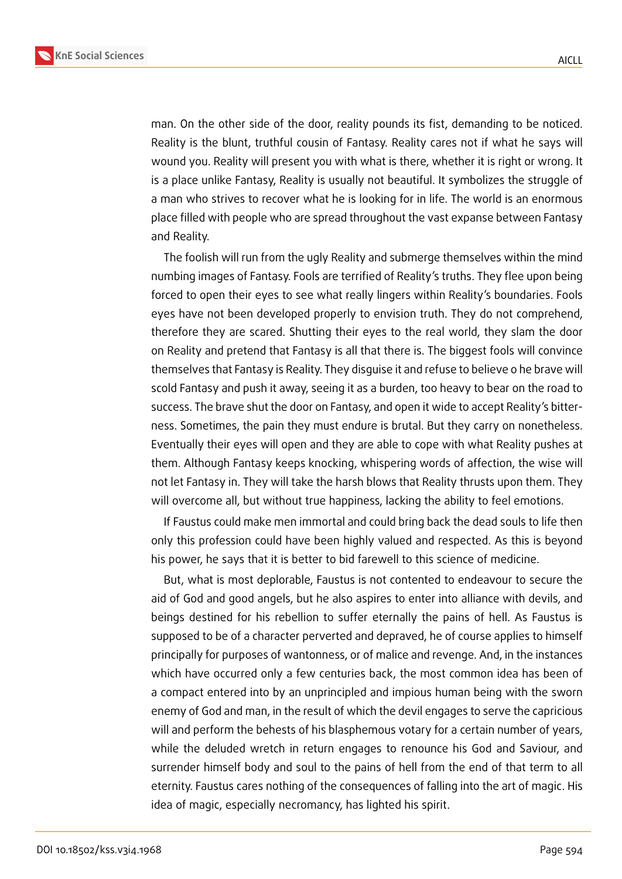man. On the other side of the door, reality pounds its fist, demanding to be noticed. Reality is the blunt, truthful cousin of Fantasy. Reality cares not if what he says will wound you. Reality will present you with what is there, whether it is right or wrong. It is a place unlike Fantasy, Reality is usually not beautiful. It symbolizes the struggle of a man who strives to recover what he is looking for in life. The world is an enormous place filled with people who are spread throughout the vast expanse between Fantasy and Reality.

The foolish will run from the ugly Reality and submerge themselves within the mind numbing images of Fantasy. Fools are terrified of Reality's truths. They flee upon being forced to open their eyes to see what really lingers within Reality's boundaries. Fools eyes have not been developed properly to envision truth. They do not comprehend, therefore they are scared. Shutting their eyes to the real world, they slam the door on Reality and pretend that Fantasy is all that there is. The biggest fools will convince themselves that Fantasy is Reality. They disguise it and refuse to believe o he brave will scold Fantasy and push it away, seeing it as a burden, too heavy to bear on the road to success. The brave shut the door on Fantasy, and open it wide to accept Reality's bitterness. Sometimes, the pain they must endure is brutal. But they carry on nonetheless. Eventually their eyes will open and they are able to cope with what Reality pushes at them. Although Fantasy keeps knocking, whispering words of affection, the wise will not let Fantasy in. They will take the harsh blows that Reality thrusts upon them. They will overcome all, but without true happiness, lacking the ability to feel emotions.

If Faustus could make men immortal and could bring back the dead souls to life then only this profession could have been highly valued and respected. As this is beyond his power, he says that it is better to bid farewell to this science of medicine.

But, what is most deplorable, Faustus is not contented to endeavour to secure the aid of God and good angels, but he also aspires to enter into alliance with devils, and beings destined for his rebellion to suffer eternally the pains of hell. As Faustus is supposed to be of a character perverted and depraved, he of course applies to himself principally for purposes of wantonness, or of malice and revenge. And, in the instances which have occurred only a few centuries back, the most common idea has been of a compact entered into by an unprincipled and impious human being with the sworn enemy of God and man, in the result of which the devil engages to serve the capricious will and perform the behests of his blasphemous votary for a certain number of years, while the deluded wretch in return engages to renounce his God and Saviour, and surrender himself body and soul to the pains of hell from the end of that term to all eternity. Faustus cares nothing of the consequences of falling into the art of magic. His idea of magic, especially necromancy, has lighted his spirit.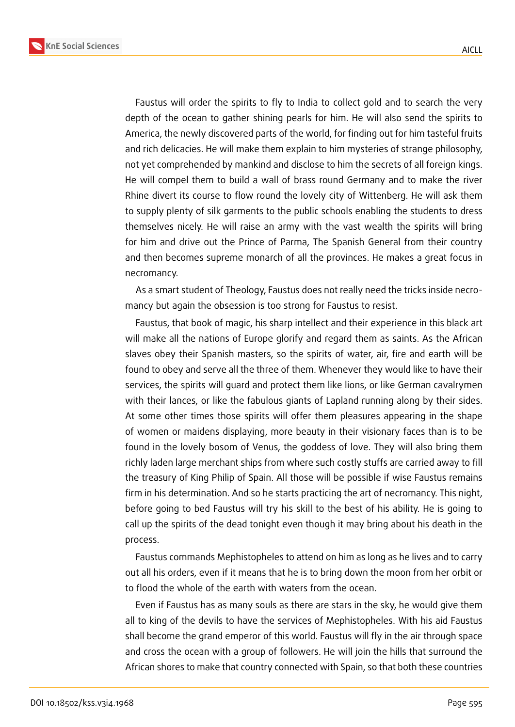Faustus will order the spirits to fly to India to collect gold and to search the very depth of the ocean to gather shining pearls for him. He will also send the spirits to America, the newly discovered parts of the world, for finding out for him tasteful fruits and rich delicacies. He will make them explain to him mysteries of strange philosophy, not yet comprehended by mankind and disclose to him the secrets of all foreign kings. He will compel them to build a wall of brass round Germany and to make the river Rhine divert its course to flow round the lovely city of Wittenberg. He will ask them to supply plenty of silk garments to the public schools enabling the students to dress themselves nicely. He will raise an army with the vast wealth the spirits will bring for him and drive out the Prince of Parma, The Spanish General from their country and then becomes supreme monarch of all the provinces. He makes a great focus in necromancy.

As a smart student of Theology, Faustus does not really need the tricks inside necromancy but again the obsession is too strong for Faustus to resist.

Faustus, that book of magic, his sharp intellect and their experience in this black art will make all the nations of Europe glorify and regard them as saints. As the African slaves obey their Spanish masters, so the spirits of water, air, fire and earth will be found to obey and serve all the three of them. Whenever they would like to have their services, the spirits will guard and protect them like lions, or like German cavalrymen with their lances, or like the fabulous giants of Lapland running along by their sides. At some other times those spirits will offer them pleasures appearing in the shape of women or maidens displaying, more beauty in their visionary faces than is to be found in the lovely bosom of Venus, the goddess of love. They will also bring them richly laden large merchant ships from where such costly stuffs are carried away to fill the treasury of King Philip of Spain. All those will be possible if wise Faustus remains firm in his determination. And so he starts practicing the art of necromancy. This night, before going to bed Faustus will try his skill to the best of his ability. He is going to call up the spirits of the dead tonight even though it may bring about his death in the process.

Faustus commands Mephistopheles to attend on him as long as he lives and to carry out all his orders, even if it means that he is to bring down the moon from her orbit or to flood the whole of the earth with waters from the ocean.

Even if Faustus has as many souls as there are stars in the sky, he would give them all to king of the devils to have the services of Mephistopheles. With his aid Faustus shall become the grand emperor of this world. Faustus will fly in the air through space and cross the ocean with a group of followers. He will join the hills that surround the African shores to make that country connected with Spain, so that both these countries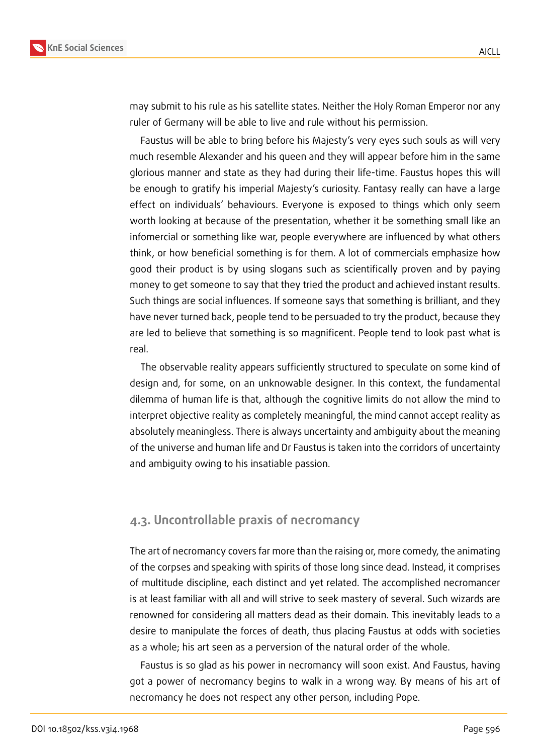may submit to his rule as his satellite states. Neither the Holy Roman Emperor nor any ruler of Germany will be able to live and rule without his permission.

Faustus will be able to bring before his Majesty's very eyes such souls as will very much resemble Alexander and his queen and they will appear before him in the same glorious manner and state as they had during their life-time. Faustus hopes this will be enough to gratify his imperial Majesty's curiosity. Fantasy really can have a large effect on individuals' behaviours. Everyone is exposed to things which only seem worth looking at because of the presentation, whether it be something small like an infomercial or something like war, people everywhere are influenced by what others think, or how beneficial something is for them. A lot of commercials emphasize how good their product is by using slogans such as scientifically proven and by paying money to get someone to say that they tried the product and achieved instant results. Such things are social influences. If someone says that something is brilliant, and they have never turned back, people tend to be persuaded to try the product, because they are led to believe that something is so magnificent. People tend to look past what is real.

The observable reality appears sufficiently structured to speculate on some kind of design and, for some, on an unknowable designer. In this context, the fundamental dilemma of human life is that, although the cognitive limits do not allow the mind to interpret objective reality as completely meaningful, the mind cannot accept reality as absolutely meaningless. There is always uncertainty and ambiguity about the meaning of the universe and human life and Dr Faustus is taken into the corridors of uncertainty and ambiguity owing to his insatiable passion.

## 4.3. Uncontrollable praxis of necromancy

The art of necromancy covers far more than the raising or, more comedy, the animating of the corpses and speaking with spirits of those long since dead. Instead, it comprises of multitude discipline, each distinct and yet related. The accomplished necromancer is at least familiar with all and will strive to seek mastery of several. Such wizards are renowned for considering all matters dead as their domain. This inevitably leads to a desire to manipulate the forces of death, thus placing Faustus at odds with societies as a whole; his art seen as a perversion of the natural order of the whole.

Faustus is so glad as his power in necromancy will soon exist. And Faustus, having got a power of necromancy begins to walk in a wrong way. By means of his art of necromancy he does not respect any other person, including Pope.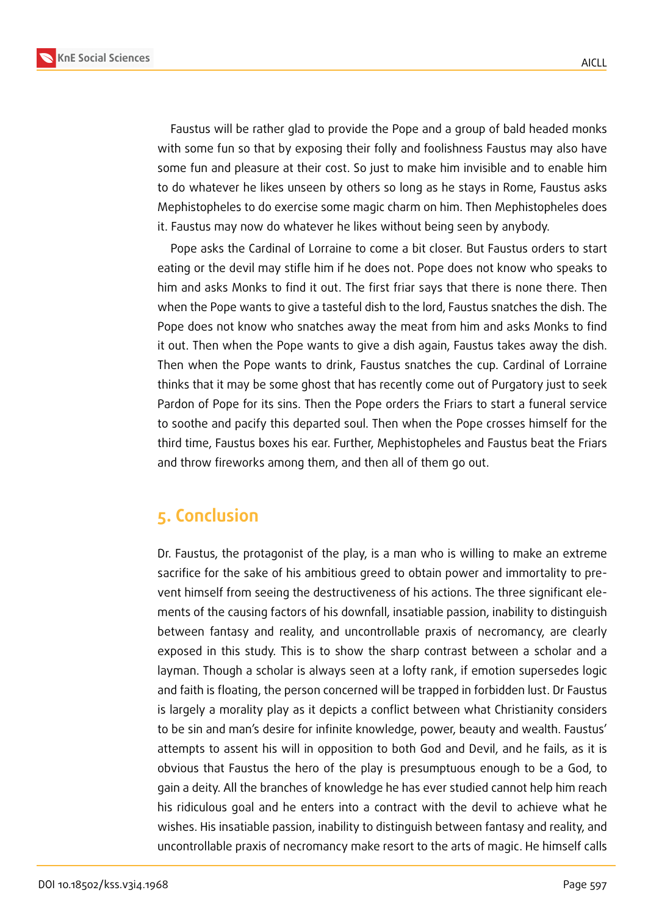Faustus will be rather glad to provide the Pope and a group of bald headed monks with some fun so that by exposing their folly and foolishness Faustus may also have some fun and pleasure at their cost. So just to make him invisible and to enable him to do whatever he likes unseen by others so long as he stays in Rome, Faustus asks Mephistopheles to do exercise some magic charm on him. Then Mephistopheles does it. Faustus may now do whatever he likes without being seen by anybody.

Pope asks the Cardinal of Lorraine to come a bit closer. But Faustus orders to start eating or the devil may stifle him if he does not. Pope does not know who speaks to him and asks Monks to find it out. The first friar says that there is none there. Then when the Pope wants to give a tasteful dish to the lord, Faustus snatches the dish. The Pope does not know who snatches away the meat from him and asks Monks to find it out. Then when the Pope wants to give a dish again, Faustus takes away the dish. Then when the Pope wants to drink, Faustus snatches the cup. Cardinal of Lorraine thinks that it may be some ghost that has recently come out of Purgatory just to seek Pardon of Pope for its sins. Then the Pope orders the Friars to start a funeral service to soothe and pacify this departed soul. Then when the Pope crosses himself for the third time, Faustus boxes his ear. Further, Mephistopheles and Faustus beat the Friars and throw fireworks among them, and then all of them go out.

## 5. Conclusion

Dr. Faustus, the protagonist of the play, is a man who is willing to make an extreme sacrifice for the sake of his ambitious greed to obtain power and immortality to prevent himself from seeing the destructiveness of his actions. The three significant elements of the causing factors of his downfall, insatiable passion, inability to distinguish between fantasy and reality, and uncontrollable praxis of necromancy, are clearly exposed in this study. This is to show the sharp contrast between a scholar and a layman. Though a scholar is always seen at a lofty rank, if emotion supersedes logic and faith is floating, the person concerned will be trapped in forbidden lust. Dr Faustus is largely a morality play as it depicts a conflict between what Christianity considers to be sin and man's desire for infinite knowledge, power, beauty and wealth. Faustus' attempts to assent his will in opposition to both God and Devil, and he fails, as it is obvious that Faustus the hero of the play is presumptuous enough to be a God, to gain a deity. All the branches of knowledge he has ever studied cannot help him reach his ridiculous goal and he enters into a contract with the devil to achieve what he wishes. His insatiable passion, inability to distinguish between fantasy and reality, and uncontrollable praxis of necromancy make resort to the arts of magic. He himself calls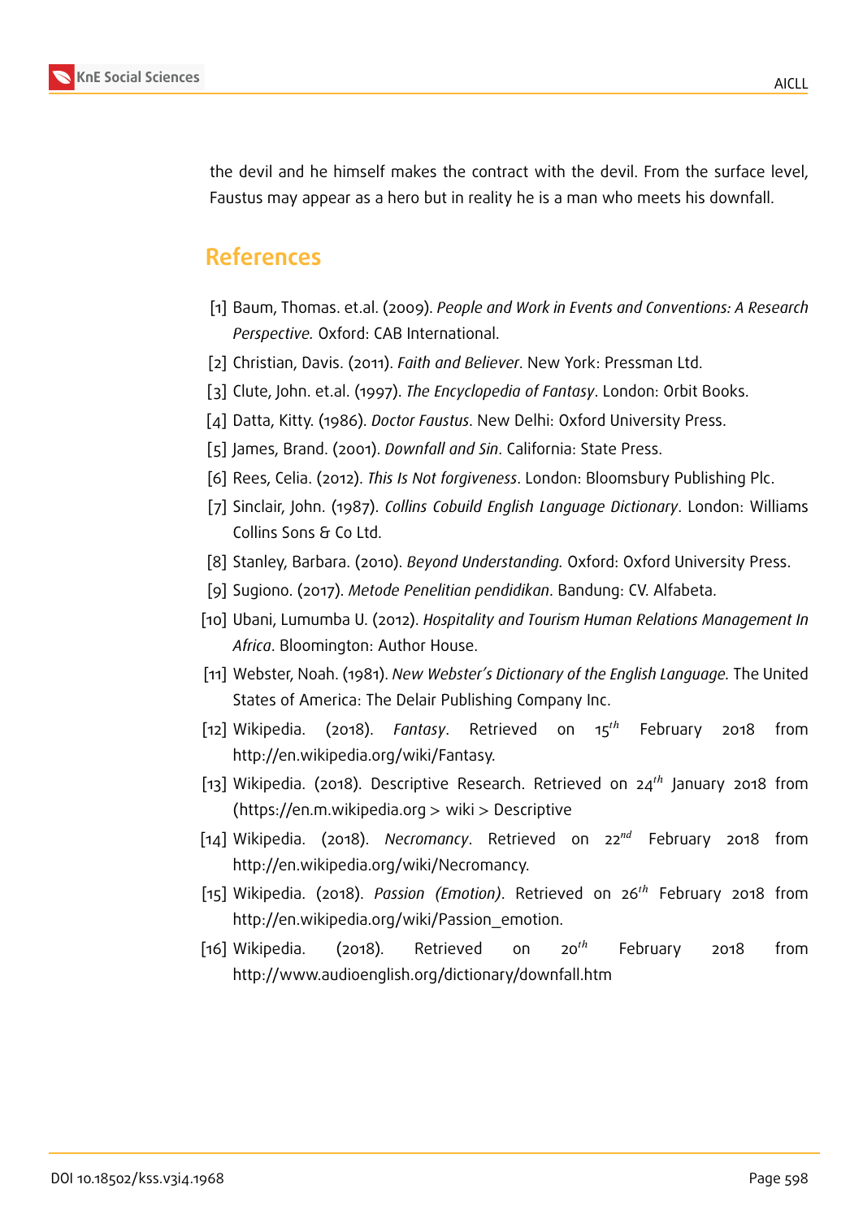the devil and he himself makes the contract with the devil. From the surface level, Faustus may appear as a hero but in reality he is a man who meets his downfall.

## References

[1] Baum, Thomas. et.al. (2009). *People and Work in Events and Conventions: A Research Perspective.* Oxford: CAB International.

[2] Christian, Davis. (2011). *Faith and Believer*. New York: Pressman Ltd.

[3] Clute, John. et.al. (1997). *The Encyclopedia of Fantasy*. London: Orbit Books.

[4] Datta, Kitty. (1986). *Doctor Faustus*. New Delhi: Oxford University Press.

[5] James, Brand. (2001). *Downfall and Sin*. California: State Press.

[6] Rees, Celia. (2012). *This Is Not forgiveness*. London: Bloomsbury Publishing Plc.

[7] Sinclair, John. (1987). *Collins Cobuild English Language Dictionary*. London: Williams Collins Sons & Co Ltd.

[8] Stanley, Barbara. (2010). *Beyond Understanding.* Oxford: Oxford University Press.

[9] Sugiono. (2017). *Metode Penelitian pendidikan*. Bandung: CV. Alfabeta.

[10] Ubani, Lumumba U. (2012). *Hospitality and Tourism Human Relations Management In Africa*. Bloomington: Author House.

[11] Webster, Noah. (1981). *New Webster's Dictionary of the English Language.* The United States of America: The Delair Publishing Company Inc.

[12] Wikipedia. (2018). *Fantasy*. Retrieved on 15th February 2018 from http://en.wikipedia.org/wiki/Fantasy.

[13] Wikipedia. (2018). Descriptive Research. Retrieved on 24th January 2018 from (https://en.m.wikipedia.org > wiki > Descriptive

[14] Wikipedia. (2018). *Necromancy*. Retrieved on 22nd February 2018 from http://en.wikipedia.org/wiki/Necromancy.

[15] Wikipedia. (2018). *Passion (Emotion)*. Retrieved on 26th February 2018 from http://en.wikipedia.org/wiki/Passion_emotion.

[16] Wikipedia. (2018). Retrieved on 20th February 2018 from http://www.audioenglish.org/dictionary/downfall.htm